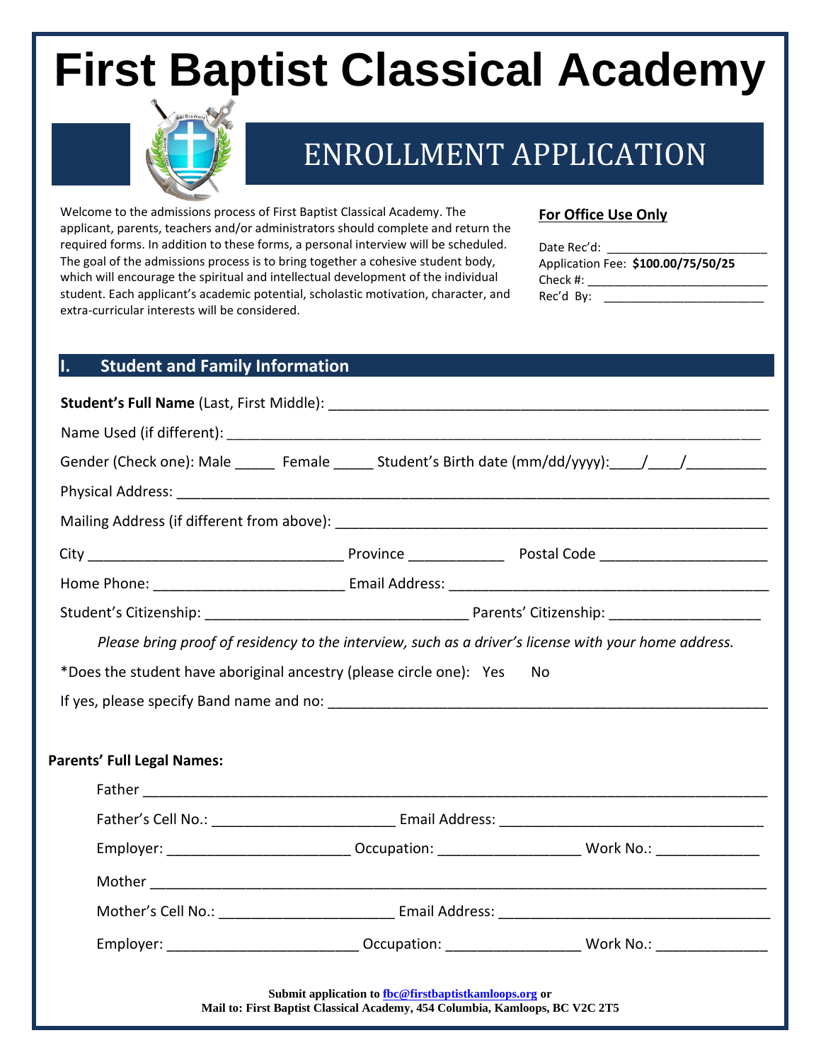# First Baptist Classical Academy

## ENROLLMENT APPLICATION

Welcome to the admissions process of First Baptist Classical Academy. The applicant, parents, teachers and/or administrators should complete and return the required forms. In addition to these forms, a personal interview will be scheduled. The goal of the admissions process is to bring together a cohesive student body, which will encourage the spiritual and intellectual development of the individual student. Each applicant's academic potential, scholastic motivation, character, and extra-curricular interests will be considered.

**For Office Use Only**

Date Rec'd: ______________________

Application Fee: **$100.00/75/50/25**

Check #: ______________________

Rec'd By: ______________________

## I. Student and Family Information

**Student's Full Name** (Last, First Middle): ______________________________________________________

Name Used (if different): ______________________________________________________________

Gender (Check one): Male _____ Female _____ Student's Birth date (mm/dd/yyyy):____/____/_________

Physical Address: ______________________________________________________________________

Mailing Address (if different from above): ________________________________________________

City ______________________________ Province ___________ Postal Code ____________________

Home Phone: ______________________ Email Address: ________________________________________

Student's Citizenship: ______________________________ Parents' Citizenship: __________________

*Please bring proof of residency to the interview, such as a driver's license with your home address.*

*Does the student have aboriginal ancestry (please circle one): Yes No

If yes, please specify Band name and no: ____________________________________________________

**Parents' Full Legal Names:**

Father ________________________________________________________________________

Father's Cell No.: _____________________ Email Address: ______________________________

Employer: _____________________ Occupation: ________________ Work No.: ____________

Mother ________________________________________________________________________

Mother's Cell No.: _____________________ Email Address: ______________________________

Employer: ______________________ Occupation: ________________ Work No.: _____________

**Submit application to fbc@firstbaptistkamloops.org or**
**Mail to: First Baptist Classical Academy, 454 Columbia, Kamloops, BC V2C 2T5**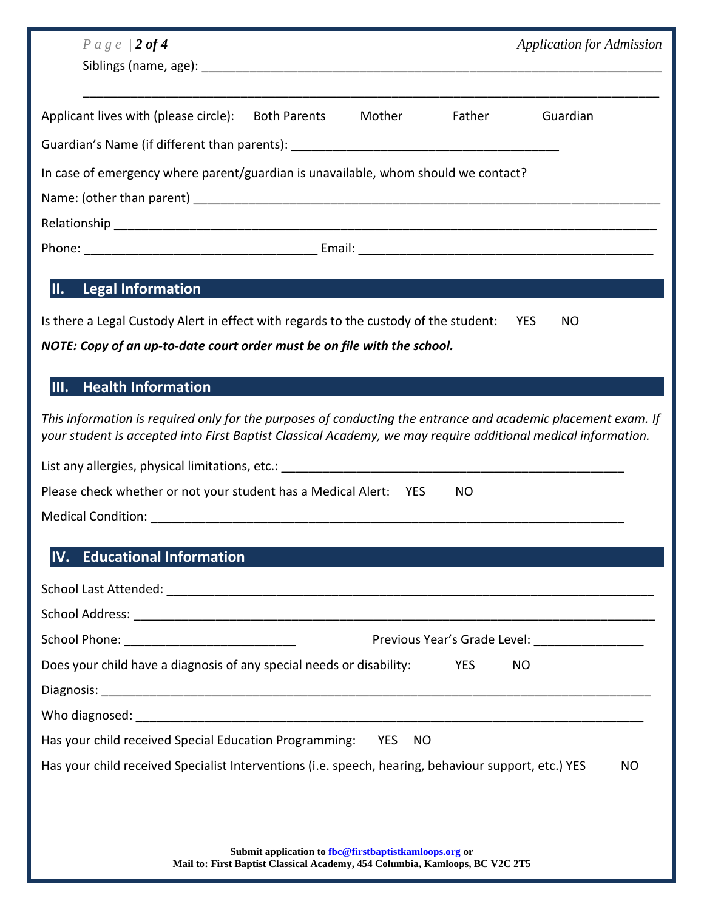Siblings (name, age): ____________________________________________________________________

______________________________________________________________________________________

Applicant lives with (please circle): Both Parents Mother Father Guardian

Guardian's Name (if different than parents): ______________________________________

In case of emergency where parent/guardian is unavailable, whom should we contact?

Name: (other than parent) ______________________________________________________________

Relationship ___________________________________________________________________________

Phone: __________________________________ Email: ___________________________________________

## II. Legal Information

Is there a Legal Custody Alert in effect with regards to the custody of the student: YES NO

***NOTE: Copy of an up-to-date court order must be on file with the school.***

## III. Health Information

*This information is required only for the purposes of conducting the entrance and academic placement exam. If your student is accepted into First Baptist Classical Academy, we may require additional medical information.*

List any allergies, physical limitations, etc.: ____________________________________________________

Please check whether or not your student has a Medical Alert: YES NO

Medical Condition: _______________________________________________________________________

## IV. Educational Information

School Last Attended: ______________________________________________________________________

School Address: ___________________________________________________________________________

School Phone: _________________________ Previous Year's Grade Level: ________________

Does your child have a diagnosis of any special needs or disability: YES NO

Diagnosis: _________________________________________________________________________________

Who diagnosed: ____________________________________________________________________________

Has your child received Special Education Programming: YES NO

Has your child received Specialist Interventions (i.e. speech, hearing, behaviour support, etc.) YES NO

**Submit application to fbc@firstbaptistkamloops.org or**
**Mail to: First Baptist Classical Academy, 454 Columbia, Kamloops, BC V2C 2T5**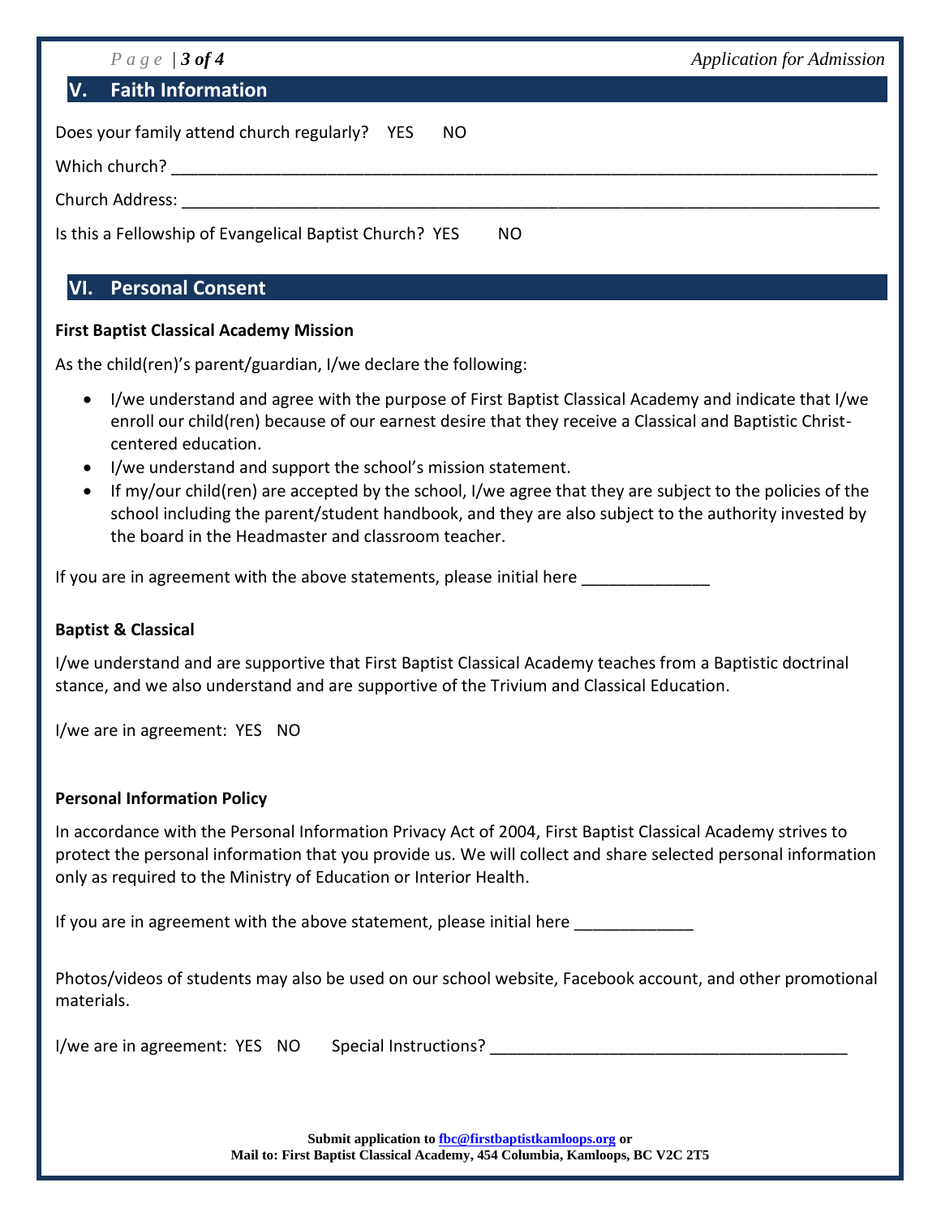## V. Faith Information

Does your family attend church regularly? YES NO

Which church? ________________________________________________________________________________

Church Address: ______________________________________________________________________________

Is this a Fellowship of Evangelical Baptist Church? YES NO

## VI. Personal Consent

**First Baptist Classical Academy Mission**

As the child(ren)'s parent/guardian, I/we declare the following:

- I/we understand and agree with the purpose of First Baptist Classical Academy and indicate that I/we enroll our child(ren) because of our earnest desire that they receive a Classical and Baptistic Christ-centered education.
- I/we understand and support the school's mission statement.
- If my/our child(ren) are accepted by the school, I/we agree that they are subject to the policies of the school including the parent/student handbook, and they are also subject to the authority invested by the board in the Headmaster and classroom teacher.

If you are in agreement with the above statements, please initial here ______________

**Baptist & Classical**

I/we understand and are supportive that First Baptist Classical Academy teaches from a Baptistic doctrinal stance, and we also understand and are supportive of the Trivium and Classical Education.

I/we are in agreement: YES NO

**Personal Information Policy**

In accordance with the Personal Information Privacy Act of 2004, First Baptist Classical Academy strives to protect the personal information that you provide us. We will collect and share selected personal information only as required to the Ministry of Education or Interior Health.

If you are in agreement with the above statement, please initial here _____________

Photos/videos of students may also be used on our school website, Facebook account, and other promotional materials.

I/we are in agreement: YES NO Special Instructions? ________________________________________

**Submit application to fbc@firstbaptistkamloops.org or**
**Mail to: First Baptist Classical Academy, 454 Columbia, Kamloops, BC V2C 2T5**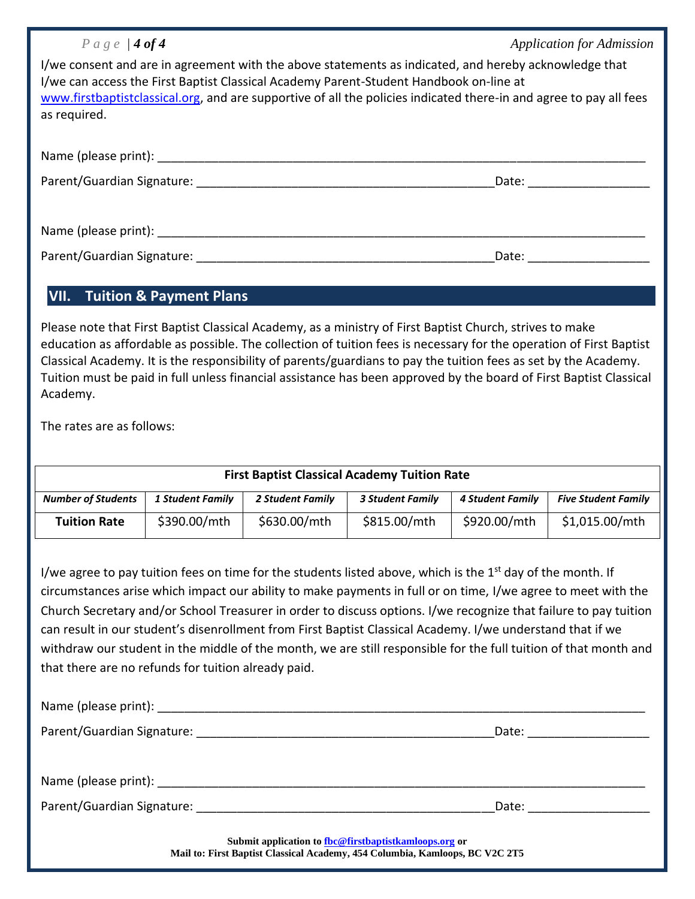I/we consent and are in agreement with the above statements as indicated, and hereby acknowledge that I/we can access the First Baptist Classical Academy Parent-Student Handbook on-line at www.firstbaptistclassical.org, and are supportive of all the policies indicated there-in and agree to pay all fees as required.

Name (please print): ___________________________________________________________________________

Parent/Guardian Signature: _____________________________________________Date: __________________

Name (please print): ___________________________________________________________________________

Parent/Guardian Signature: _____________________________________________Date: __________________

## VII. Tuition & Payment Plans

Please note that First Baptist Classical Academy, as a ministry of First Baptist Church, strives to make education as affordable as possible. The collection of tuition fees is necessary for the operation of First Baptist Classical Academy. It is the responsibility of parents/guardians to pay the tuition fees as set by the Academy. Tuition must be paid in full unless financial assistance has been approved by the board of First Baptist Classical Academy.

The rates are as follows:

| First Baptist Classical Academy Tuition Rate | | | | | |
|---|---|---|---|---|---|
| ***Number of Students*** | ***1 Student Family*** | ***2 Student Family*** | ***3 Student Family*** | ***4 Student Family*** | ***Five Student Family*** |
| **Tuition Rate** | $390.00/mth | $630.00/mth | $815.00/mth | $920.00/mth | $1,015.00/mth |

I/we agree to pay tuition fees on time for the students listed above, which is the 1st day of the month. If circumstances arise which impact our ability to make payments in full or on time, I/we agree to meet with the Church Secretary and/or School Treasurer in order to discuss options. I/we recognize that failure to pay tuition can result in our student's disenrollment from First Baptist Classical Academy. I/we understand that if we withdraw our student in the middle of the month, we are still responsible for the full tuition of that month and that there are no refunds for tuition already paid.

Name (please print): ___________________________________________________________________________

Parent/Guardian Signature: _____________________________________________Date: __________________

Name (please print): ___________________________________________________________________________

Parent/Guardian Signature: _____________________________________________Date: __________________

**Submit application to fbc@firstbaptistkamloops.org or**
**Mail to: First Baptist Classical Academy, 454 Columbia, Kamloops, BC V2C 2T5**